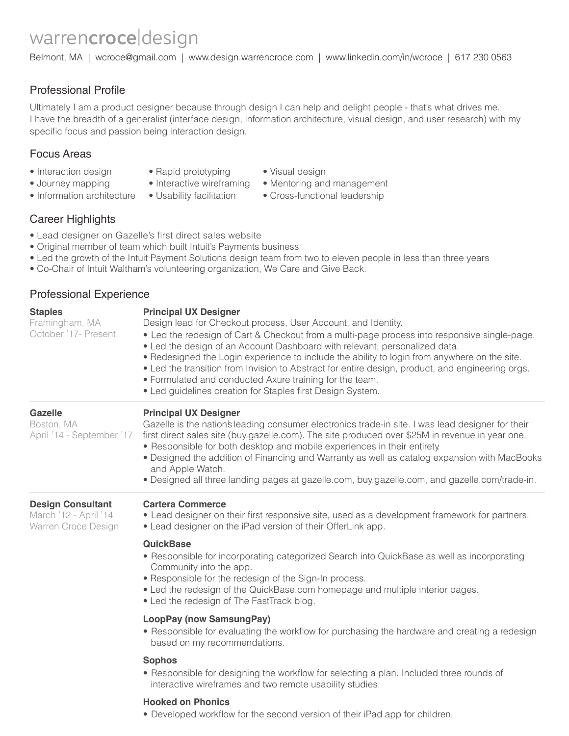# warrencroce|design

Belmont, MA | wcroce@gmail.com | www.design.warrencroce.com | www.linkedin.com/in/wcroce | 617 230 0563

## Professional Profile

Ultimately I am a product designer because through design I can help and delight people - that's what drives me.
I have the breadth of a generalist (interface design, information architecture, visual design, and user research) with my specific focus and passion being interaction design.

## Focus Areas

- Interaction design
- Journey mapping
- Information architecture
- Rapid prototyping
- Interactive wireframing
- Usability facilitation
- Visual design
- Mentoring and management
- Cross-functional leadership

## Career Highlights

- Lead designer on Gazelle's first direct sales website
- Original member of team which built Intuit's Payments business
- Led the growth of the Intuit Payment Solutions design team from two to eleven people in less than three years
- Co-Chair of Intuit Waltham's volunteering organization, We Care and Give Back.

## Professional Experience

**Staples**
Framingham, MA
October '17- Present

**Principal UX Designer**
Design lead for Checkout process, User Account, and Identity.

- Led the redesign of Cart & Checkout from a multi-page process into responsive single-page.
- Led the design of an Account Dashboard with relevant, personalized data.
- Redesigned the Login experience to include the ability to login from anywhere on the site.
- Led the transition from Invision to Abstract for entire design, product, and engineering orgs.
- Formulated and conducted Axure training for the team.
- Led guidelines creation for Staples first Design System.

---

**Gazelle**
Boston, MA
April '14 - September '17

**Principal UX Designer**
Gazelle is the nation's leading consumer electronics trade-in site. I was lead designer for their first direct sales site (buy.gazelle.com). The site produced over $25M in revenue in year one.

- Responsible for both desktop and mobile experiences in their entirety.
- Designed the addition of Financing and Warranty as well as catalog expansion with MacBooks and Apple Watch.
- Designed all three landing pages at gazelle.com, buy.gazelle.com, and gazelle.com/trade-in.

---

**Design Consultant**
March '12 - April '14
Warren Croce Design

**Cartera Commerce**

- Lead designer on their first responsive site, used as a development framework for partners.
- Lead designer on the iPad version of their OfferLink app.

**QuickBase**

- Responsible for incorporating categorized Search into QuickBase as well as incorporating Community into the app.
- Responsible for the redesign of the Sign-In process.
- Led the redesign of the QuickBase.com homepage and multiple interior pages.
- Led the redesign of The FastTrack blog.

**LoopPay (now SamsungPay)**

- Responsible for evaluating the workflow for purchasing the hardware and creating a redesign based on my recommendations.

**Sophos**

- Responsible for designing the workflow for selecting a plan. Included three rounds of interactive wireframes and two remote usability studies.

**Hooked on Phonics**

- Developed workflow for the second version of their iPad app for children.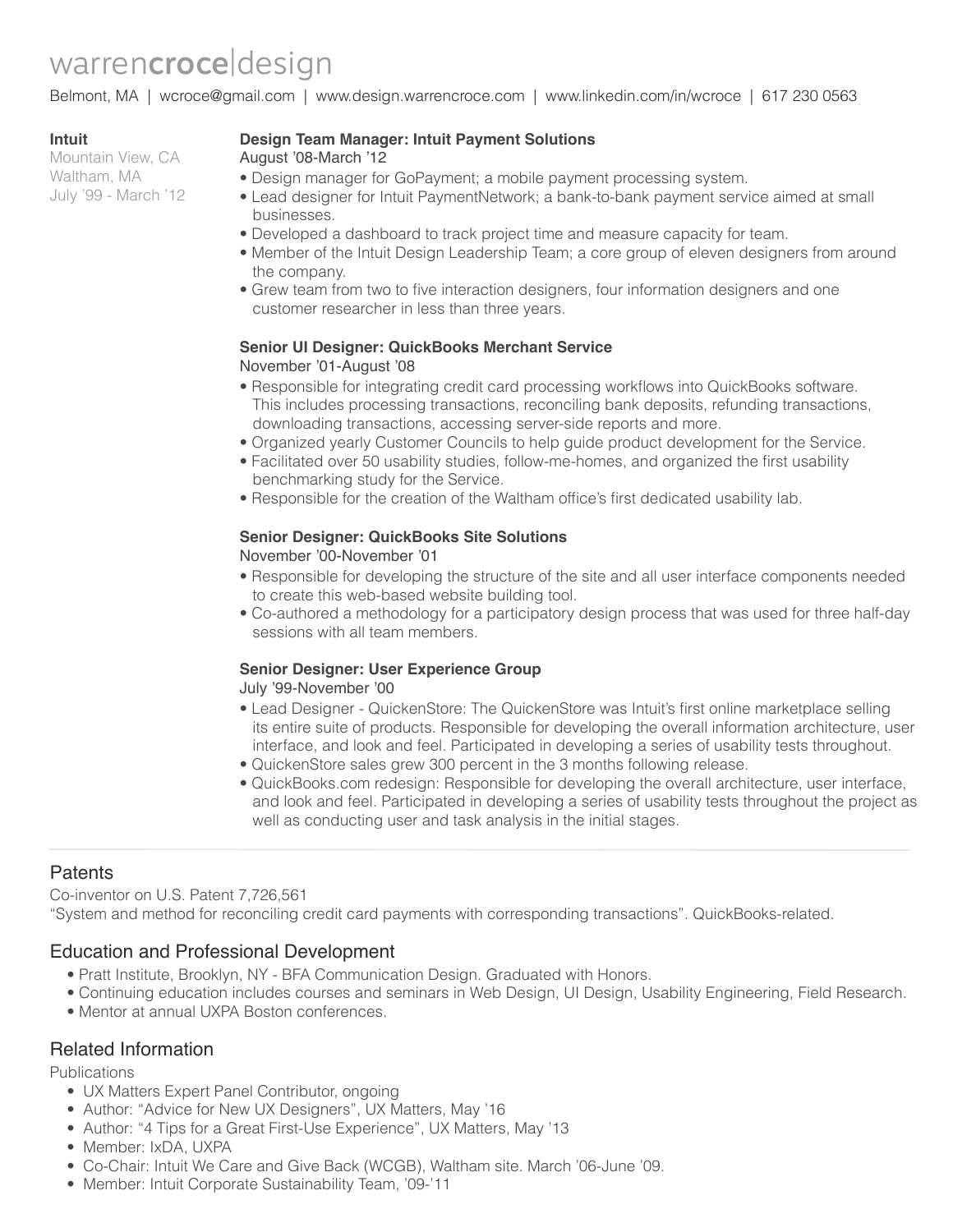# warren**croce**|design

Belmont, MA | wcroce@gmail.com | www.design.warrencroce.com | www.linkedin.com/in/wcroce | 617 230 0563

**Intuit**
Mountain View, CA
Waltham, MA
July '99 - March '12

### Design Team Manager: Intuit Payment Solutions
August '08-March '12

- Design manager for GoPayment; a mobile payment processing system.
- Lead designer for Intuit PaymentNetwork; a bank-to-bank payment service aimed at small businesses.
- Developed a dashboard to track project time and measure capacity for team.
- Member of the Intuit Design Leadership Team; a core group of eleven designers from around the company.
- Grew team from two to five interaction designers, four information designers and one customer researcher in less than three years.

### Senior UI Designer: QuickBooks Merchant Service
November '01-August '08

- Responsible for integrating credit card processing workflows into QuickBooks software. This includes processing transactions, reconciling bank deposits, refunding transactions, downloading transactions, accessing server-side reports and more.
- Organized yearly Customer Councils to help guide product development for the Service.
- Facilitated over 50 usability studies, follow-me-homes, and organized the first usability benchmarking study for the Service.
- Responsible for the creation of the Waltham office's first dedicated usability lab.

### Senior Designer: QuickBooks Site Solutions
November '00-November '01

- Responsible for developing the structure of the site and all user interface components needed to create this web-based website building tool.
- Co-authored a methodology for a participatory design process that was used for three half-day sessions with all team members.

### Senior Designer: User Experience Group
July '99-November '00

- Lead Designer - QuickenStore: The QuickenStore was Intuit's first online marketplace selling its entire suite of products. Responsible for developing the overall information architecture, user interface, and look and feel. Participated in developing a series of usability tests throughout.
- QuickenStore sales grew 300 percent in the 3 months following release.
- QuickBooks.com redesign: Responsible for developing the overall architecture, user interface, and look and feel. Participated in developing a series of usability tests throughout the project as well as conducting user and task analysis in the initial stages.

---

## Patents

Co-inventor on U.S. Patent 7,726,561
"System and method for reconciling credit card payments with corresponding transactions". QuickBooks-related.

## Education and Professional Development

- Pratt Institute, Brooklyn, NY - BFA Communication Design. Graduated with Honors.
- Continuing education includes courses and seminars in Web Design, UI Design, Usability Engineering, Field Research.
- Mentor at annual UXPA Boston conferences.

## Related Information

Publications

- UX Matters Expert Panel Contributor, ongoing
- Author: "Advice for New UX Designers", UX Matters, May '16
- Author: "4 Tips for a Great First-Use Experience", UX Matters, May '13
- Member: IxDA, UXPA
- Co-Chair: Intuit We Care and Give Back (WCGB), Waltham site. March '06-June '09.
- Member: Intuit Corporate Sustainability Team, '09-'11